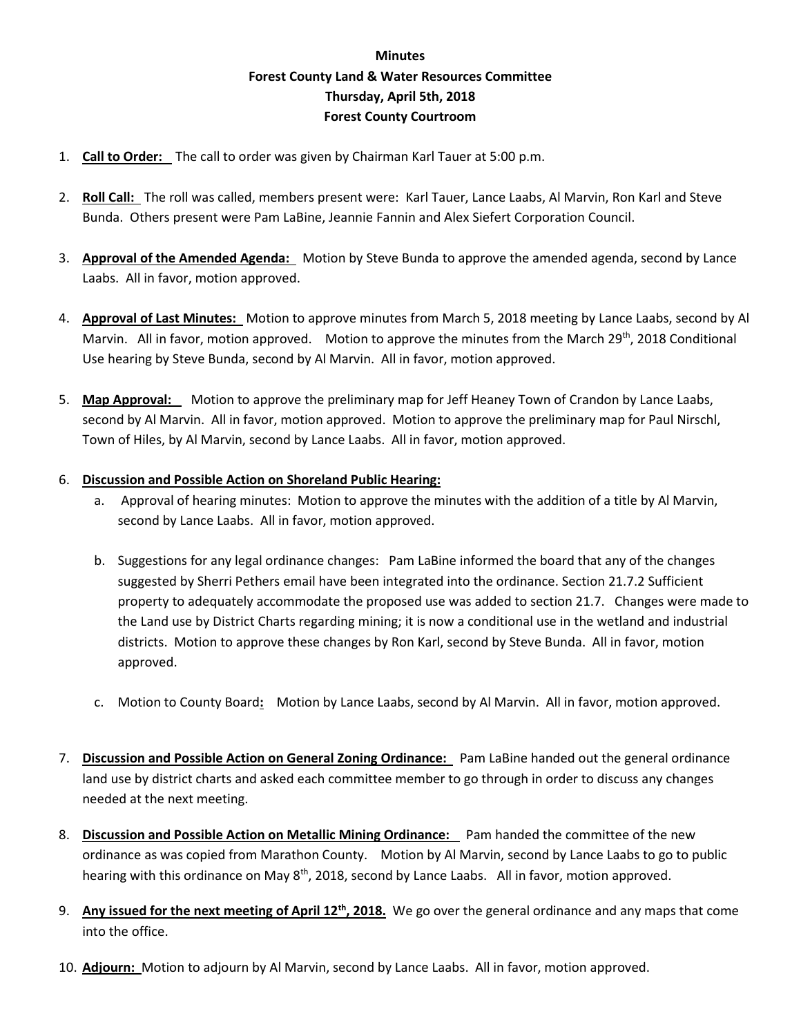**Minutes**
**Forest County Land & Water Resources Committee**
**Thursday, April 5th, 2018**
**Forest County Courtroom**

1. **Call to Order:** The call to order was given by Chairman Karl Tauer at 5:00 p.m.

2. **Roll Call:** The roll was called, members present were: Karl Tauer, Lance Laabs, Al Marvin, Ron Karl and Steve Bunda. Others present were Pam LaBine, Jeannie Fannin and Alex Siefert Corporation Council.

3. **Approval of the Amended Agenda:** Motion by Steve Bunda to approve the amended agenda, second by Lance Laabs. All in favor, motion approved.

4. **Approval of Last Minutes:** Motion to approve minutes from March 5, 2018 meeting by Lance Laabs, second by Al Marvin. All in favor, motion approved. Motion to approve the minutes from the March 29th, 2018 Conditional Use hearing by Steve Bunda, second by Al Marvin. All in favor, motion approved.

5. **Map Approval:** Motion to approve the preliminary map for Jeff Heaney Town of Crandon by Lance Laabs, second by Al Marvin. All in favor, motion approved. Motion to approve the preliminary map for Paul Nirschl, Town of Hiles, by Al Marvin, second by Lance Laabs. All in favor, motion approved.

6. **Discussion and Possible Action on Shoreland Public Hearing:**
   a. Approval of hearing minutes: Motion to approve the minutes with the addition of a title by Al Marvin, second by Lance Laabs. All in favor, motion approved.

   b. Suggestions for any legal ordinance changes: Pam LaBine informed the board that any of the changes suggested by Sherri Pethers email have been integrated into the ordinance. Section 21.7.2 Sufficient property to adequately accommodate the proposed use was added to section 21.7. Changes were made to the Land use by District Charts regarding mining; it is now a conditional use in the wetland and industrial districts. Motion to approve these changes by Ron Karl, second by Steve Bunda. All in favor, motion approved.

   c. Motion to County Board**:** Motion by Lance Laabs, second by Al Marvin. All in favor, motion approved.

7. **Discussion and Possible Action on General Zoning Ordinance:** Pam LaBine handed out the general ordinance land use by district charts and asked each committee member to go through in order to discuss any changes needed at the next meeting.

8. **Discussion and Possible Action on Metallic Mining Ordinance:** Pam handed the committee of the new ordinance as was copied from Marathon County. Motion by Al Marvin, second by Lance Laabs to go to public hearing with this ordinance on May 8th, 2018, second by Lance Laabs. All in favor, motion approved.

9. **Any issued for the next meeting of April 12th, 2018.** We go over the general ordinance and any maps that come into the office.

10. **Adjourn:** Motion to adjourn by Al Marvin, second by Lance Laabs. All in favor, motion approved.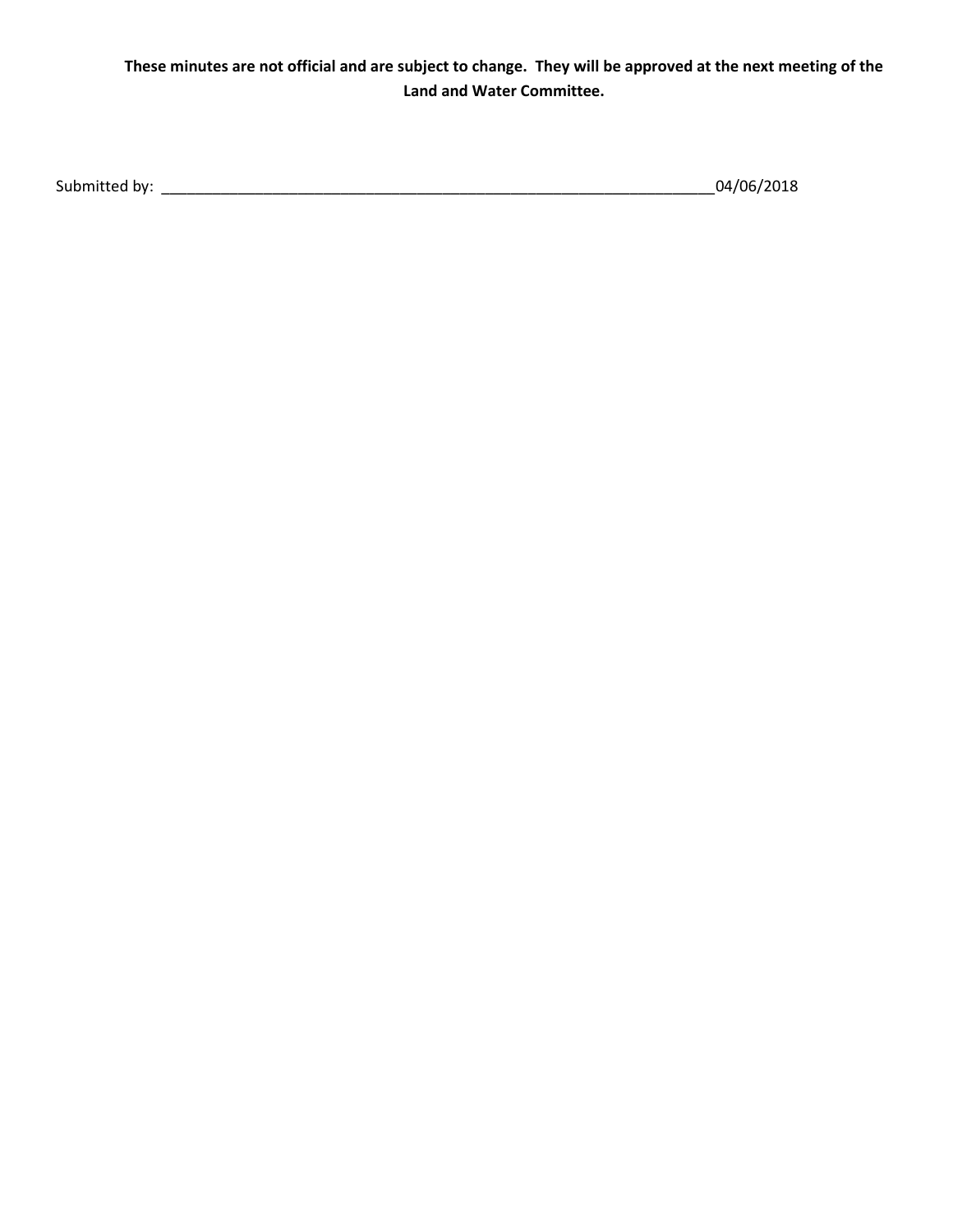**These minutes are not official and are subject to change. They will be approved at the next meeting of the Land and Water Committee.**

Submitted by: \_\_\_\_\_\_\_\_\_\_\_\_\_\_\_\_\_\_\_\_\_\_\_\_\_\_\_\_\_\_\_\_\_\_\_\_\_\_\_\_\_\_\_\_\_\_\_\_\_\_\_\_\_\_\_\_\_\_\_\_\_\_\_\_04/06/2018